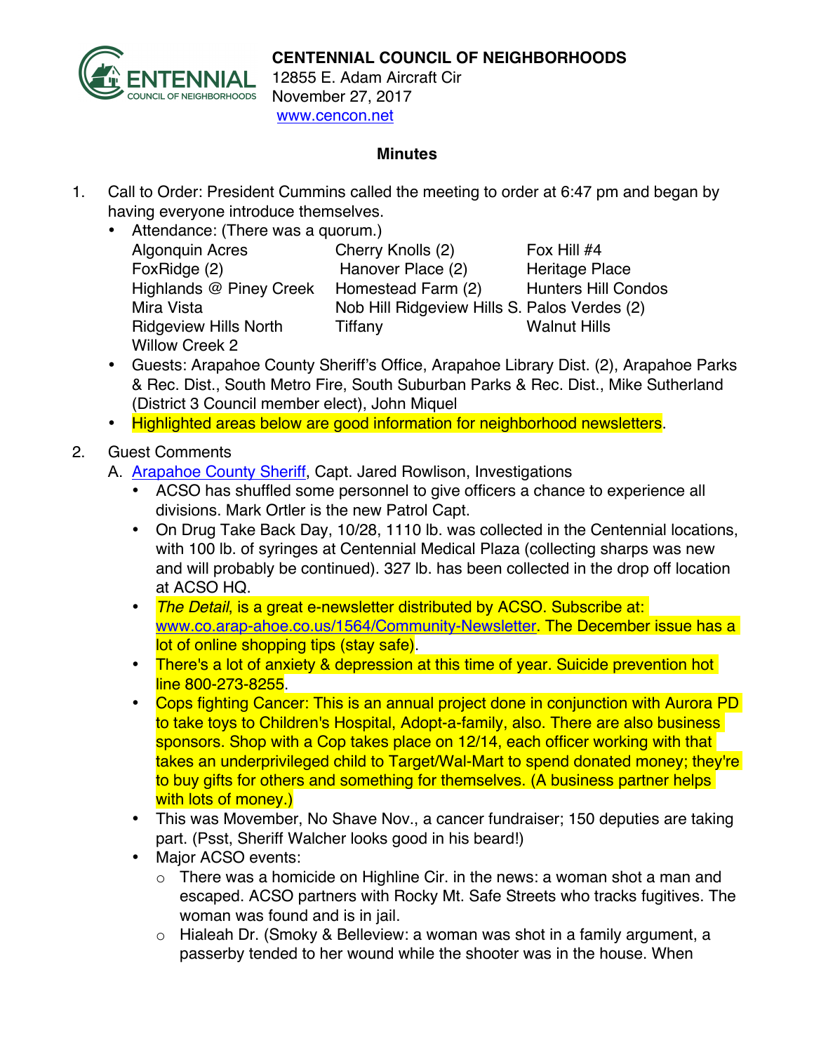**CENTENNIAL COUNCIL OF NEIGHBORHOODS**
12855 E. Adam Aircraft Cir
November 27, 2017
[www.cencon.net](http://www.cencon.net)

## Minutes

1. Call to Order: President Cummins called the meeting to order at 6:47 pm and began by having everyone introduce themselves.
   - Attendance: (There was a quorum.)

     | | | |
     |---|---|---|
     | Algonquin Acres | Cherry Knolls (2) | Fox Hill #4 |
     | FoxRidge (2) | Hanover Place (2) | Heritage Place |
     | Highlands @ Piney Creek | Homestead Farm (2) | Hunters Hill Condos |
     | Mira Vista | Nob Hill Ridgeview Hills S. | Palos Verdes (2) |
     | Ridgeview Hills North | Tiffany | Walnut Hills |
     | Willow Creek 2 | | |

   - Guests: Arapahoe County Sheriff's Office, Arapahoe Library Dist. (2), Arapahoe Parks & Rec. Dist., South Metro Fire, South Suburban Parks & Rec. Dist., Mike Sutherland (District 3 Council member elect), John Miquel
   - Highlighted areas below are good information for neighborhood newsletters.

2. Guest Comments
   A. [Arapahoe County Sheriff](), Capt. Jared Rowlison, Investigations
   - ACSO has shuffled some personnel to give officers a chance to experience all divisions. Mark Ortler is the new Patrol Capt.
   - On Drug Take Back Day, 10/28, 1110 lb. was collected in the Centennial locations, with 100 lb. of syringes at Centennial Medical Plaza (collecting sharps was new and will probably be continued). 327 lb. has been collected in the drop off location at ACSO HQ.
   - *The Detail*, is a great e-newsletter distributed by ACSO. Subscribe at: [www.co.arap-ahoe.co.us/1564/Community-Newsletter](http://www.co.arap-ahoe.co.us/1564/Community-Newsletter). The December issue has a lot of online shopping tips (stay safe).
   - There's a lot of anxiety & depression at this time of year. Suicide prevention hot line 800-273-8255.
   - Cops fighting Cancer: This is an annual project done in conjunction with Aurora PD to take toys to Children's Hospital, Adopt-a-family, also. There are also business sponsors. Shop with a Cop takes place on 12/14, each officer working with that takes an underprivileged child to Target/Wal-Mart to spend donated money; they're to buy gifts for others and something for themselves. (A business partner helps with lots of money.)
   - This was Movember, No Shave Nov., a cancer fundraiser; 150 deputies are taking part. (Psst, Sheriff Walcher looks good in his beard!)
   - Major ACSO events:
     - There was a homicide on Highline Cir. in the news: a woman shot a man and escaped. ACSO partners with Rocky Mt. Safe Streets who tracks fugitives. The woman was found and is in jail.
     - Hialeah Dr. (Smoky & Belleview: a woman was shot in a family argument, a passerby tended to her wound while the shooter was in the house. When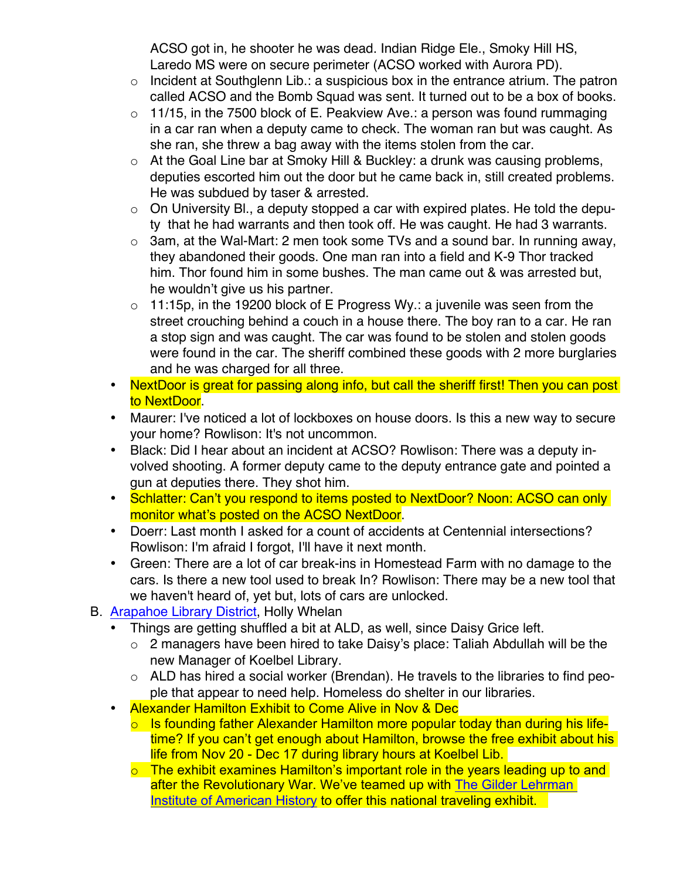ACSO got in, he shooter he was dead. Indian Ridge Ele., Smoky Hill HS, Laredo MS were on secure perimeter (ACSO worked with Aurora PD).
    - Incident at Southglenn Lib.: a suspicious box in the entrance atrium. The patron called ACSO and the Bomb Squad was sent. It turned out to be a box of books.
    - 11/15, in the 7500 block of E. Peakview Ave.: a person was found rummaging in a car ran when a deputy came to check. The woman ran but was caught. As she ran, she threw a bag away with the items stolen from the car.
    - At the Goal Line bar at Smoky Hill & Buckley: a drunk was causing problems, deputies escorted him out the door but he came back in, still created problems. He was subdued by taser & arrested.
    - On University Bl., a deputy stopped a car with expired plates. He told the deputy that he had warrants and then took off. He was caught. He had 3 warrants.
    - 3am, at the Wal-Mart: 2 men took some TVs and a sound bar. In running away, they abandoned their goods. One man ran into a field and K-9 Thor tracked him. Thor found him in some bushes. The man came out & was arrested but, he wouldn't give us his partner.
    - 11:15p, in the 19200 block of E Progress Wy.: a juvenile was seen from the street crouching behind a couch in a house there. The boy ran to a car. He ran a stop sign and was caught. The car was found to be stolen and stolen goods were found in the car. The sheriff combined these goods with 2 more burglaries and he was charged for all three.
  - NextDoor is great for passing along info, but call the sheriff first! Then you can post to NextDoor.
  - Maurer: I've noticed a lot of lockboxes on house doors. Is this a new way to secure your home? Rowlison: It's not uncommon.
  - Black: Did I hear about an incident at ACSO? Rowlison: There was a deputy involved shooting. A former deputy came to the deputy entrance gate and pointed a gun at deputies there. They shot him.
  - Schlatter: Can't you respond to items posted to NextDoor? Noon: ACSO can only monitor what's posted on the ACSO NextDoor.
  - Doerr: Last month I asked for a count of accidents at Centennial intersections? Rowlison: I'm afraid I forgot, I'll have it next month.
  - Green: There are a lot of car break-ins in Homestead Farm with no damage to the cars. Is there a new tool used to break In? Rowlison: There may be a new tool that we haven't heard of, yet but, lots of cars are unlocked.

B. Arapahoe Library District, Holly Whelan
  - Things are getting shuffled a bit at ALD, as well, since Daisy Grice left.
    - 2 managers have been hired to take Daisy's place: Taliah Abdullah will be the new Manager of Koelbel Library.
    - ALD has hired a social worker (Brendan). He travels to the libraries to find people that appear to need help. Homeless do shelter in our libraries.
  - Alexander Hamilton Exhibit to Come Alive in Nov & Dec
    - Is founding father Alexander Hamilton more popular today than during his lifetime? If you can't get enough about Hamilton, browse the free exhibit about his life from Nov 20 - Dec 17 during library hours at Koelbel Lib.
    - The exhibit examines Hamilton's important role in the years leading up to and after the Revolutionary War. We've teamed up with The Gilder Lehrman Institute of American History to offer this national traveling exhibit.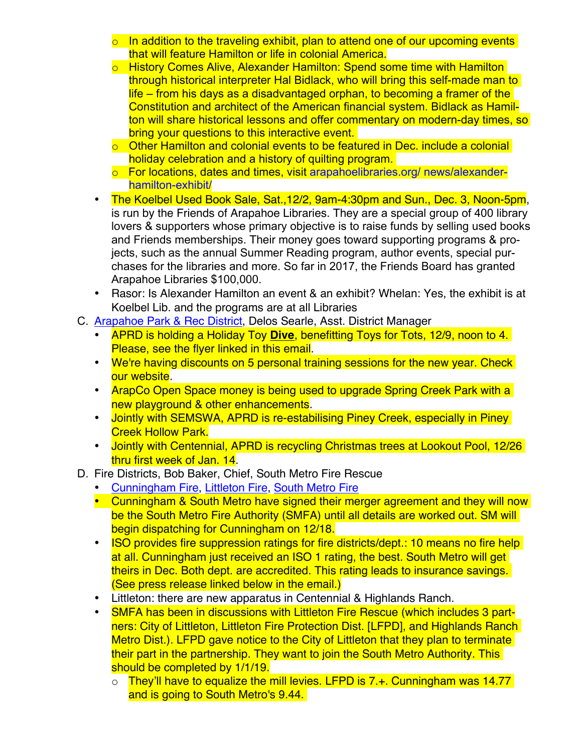- In addition to the traveling exhibit, plan to attend one of our upcoming events that will feature Hamilton or life in colonial America.
  - History Comes Alive, Alexander Hamilton: Spend some time with Hamilton through historical interpreter Hal Bidlack, who will bring this self-made man to life – from his days as a disadvantaged orphan, to becoming a framer of the Constitution and architect of the American financial system. Bidlack as Hamilton will share historical lessons and offer commentary on modern-day times, so bring your questions to this interactive event.
  - Other Hamilton and colonial events to be featured in Dec. include a colonial holiday celebration and a history of quilting program.
  - For locations, dates and times, visit arapahoelibraries.org/ news/alexander-hamilton-exhibit/
- The Koelbel Used Book Sale, Sat.,12/2, 9am-4:30pm and Sun., Dec. 3, Noon-5pm, is run by the Friends of Arapahoe Libraries. They are a special group of 400 library lovers & supporters whose primary objective is to raise funds by selling used books and Friends memberships. Their money goes toward supporting programs & projects, such as the annual Summer Reading program, author events, special purchases for the libraries and more. So far in 2017, the Friends Board has granted Arapahoe Libraries $100,000.
- Rasor: Is Alexander Hamilton an event & an exhibit? Whelan: Yes, the exhibit is at Koelbel Lib. and the programs are at all Libraries

C. Arapahoe Park & Rec District, Delos Searle, Asst. District Manager

- APRD is holding a Holiday Toy **Dive**, benefitting Toys for Tots, 12/9, noon to 4. Please, see the flyer linked in this email.
- We're having discounts on 5 personal training sessions for the new year. Check our website.
- ArapCo Open Space money is being used to upgrade Spring Creek Park with a new playground & other enhancements.
- Jointly with SEMSWA, APRD is re-estabilising Piney Creek, especially in Piney Creek Hollow Park.
- Jointly with Centennial, APRD is recycling Christmas trees at Lookout Pool, 12/26 thru first week of Jan. 14.

D. Fire Districts, Bob Baker, Chief, South Metro Fire Rescue

- Cunningham Fire, Littleton Fire, South Metro Fire
- Cunningham & South Metro have signed their merger agreement and they will now be the South Metro Fire Authority (SMFA) until all details are worked out. SM will begin dispatching for Cunningham on 12/18.
- ISO provides fire suppression ratings for fire districts/dept.: 10 means no fire help at all. Cunningham just received an ISO 1 rating, the best. South Metro will get theirs in Dec. Both dept. are accredited. This rating leads to insurance savings. (See press release linked below in the email.)
- Littleton: there are new apparatus in Centennial & Highlands Ranch.
- SMFA has been in discussions with Littleton Fire Rescue (which includes 3 partners: City of Littleton, Littleton Fire Protection Dist. [LFPD], and Highlands Ranch Metro Dist.). LFPD gave notice to the City of Littleton that they plan to terminate their part in the partnership. They want to join the South Metro Authority. This should be completed by 1/1/19.
  - They'll have to equalize the mill levies. LFPD is 7.+. Cunningham was 14.77 and is going to South Metro's 9.44.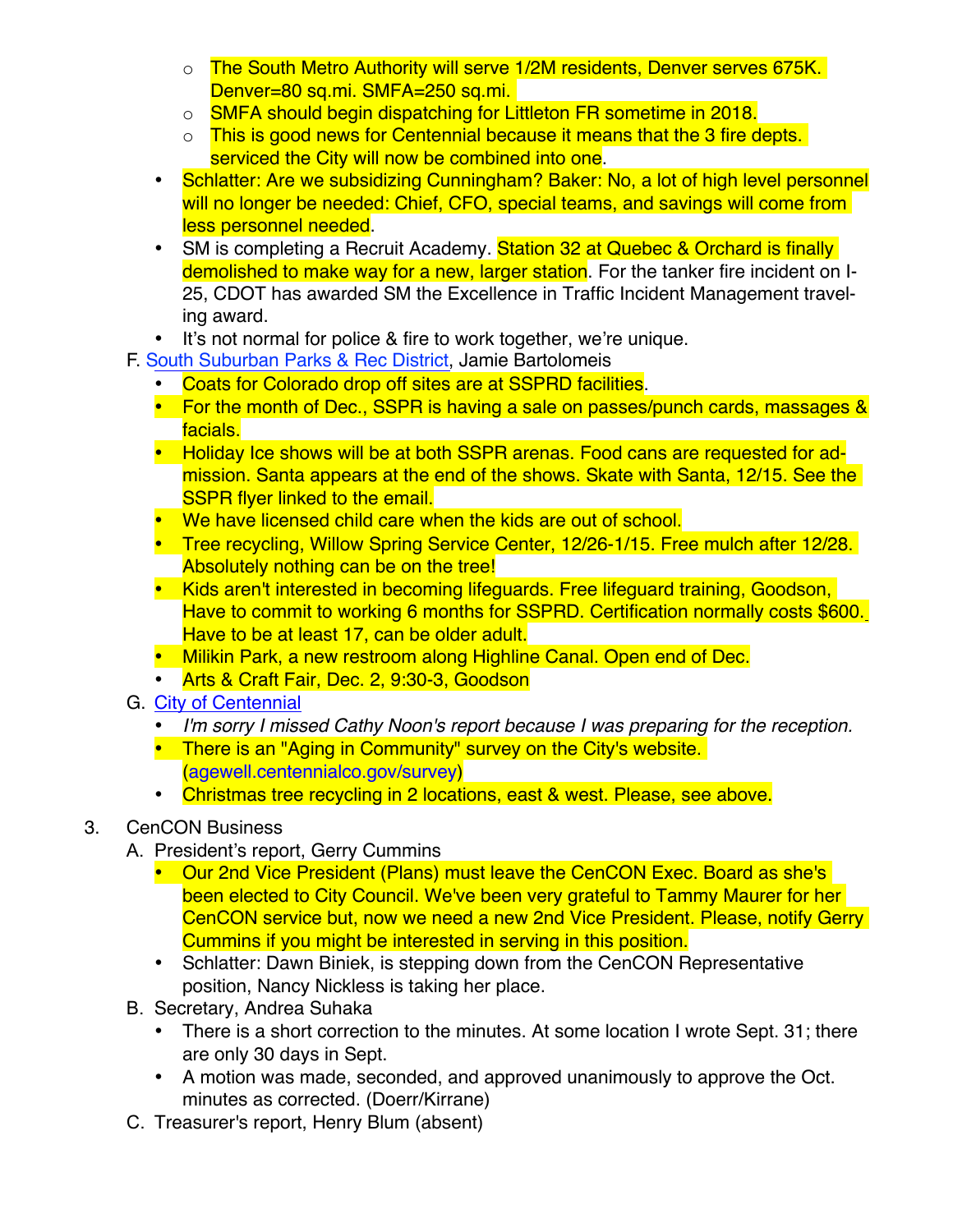- The South Metro Authority will serve 1/2M residents, Denver serves 675K. Denver=80 sq.mi. SMFA=250 sq.mi.
    - SMFA should begin dispatching for Littleton FR sometime in 2018.
    - This is good news for Centennial because it means that the 3 fire depts. serviced the City will now be combined into one.
  - Schlatter: Are we subsidizing Cunningham? Baker: No, a lot of high level personnel will no longer be needed: Chief, CFO, special teams, and savings will come from less personnel needed.
  - SM is completing a Recruit Academy. Station 32 at Quebec & Orchard is finally demolished to make way for a new, larger station. For the tanker fire incident on I-25, CDOT has awarded SM the Excellence in Traffic Incident Management traveling award.
  - It's not normal for police & fire to work together, we're unique.

F. South Suburban Parks & Rec District, Jamie Bartolomeis
  - Coats for Colorado drop off sites are at SSPRD facilities.
  - For the month of Dec., SSPR is having a sale on passes/punch cards, massages & facials.
  - Holiday Ice shows will be at both SSPR arenas. Food cans are requested for admission. Santa appears at the end of the shows. Skate with Santa, 12/15. See the SSPR flyer linked to the email.
  - We have licensed child care when the kids are out of school.
  - Tree recycling, Willow Spring Service Center, 12/26-1/15. Free mulch after 12/28. Absolutely nothing can be on the tree!
  - Kids aren't interested in becoming lifeguards. Free lifeguard training, Goodson, Have to commit to working 6 months for SSPRD. Certification normally costs $600. Have to be at least 17, can be older adult.
  - Milikin Park, a new restroom along Highline Canal. Open end of Dec.
  - Arts & Craft Fair, Dec. 2, 9:30-3, Goodson

G. City of Centennial
  - *I'm sorry I missed Cathy Noon's report because I was preparing for the reception.*
  - There is an "Aging in Community" survey on the City's website. (agewell.centennialco.gov/survey)
  - Christmas tree recycling in 2 locations, east & west. Please, see above.

3. CenCON Business

A. President's report, Gerry Cummins
  - Our 2nd Vice President (Plans) must leave the CenCON Exec. Board as she's been elected to City Council. We've been very grateful to Tammy Maurer for her CenCON service but, now we need a new 2nd Vice President. Please, notify Gerry Cummins if you might be interested in serving in this position.
  - Schlatter: Dawn Biniek, is stepping down from the CenCON Representative position, Nancy Nickless is taking her place.

B. Secretary, Andrea Suhaka
  - There is a short correction to the minutes. At some location I wrote Sept. 31; there are only 30 days in Sept.
  - A motion was made, seconded, and approved unanimously to approve the Oct. minutes as corrected. (Doerr/Kirrane)

C. Treasurer's report, Henry Blum (absent)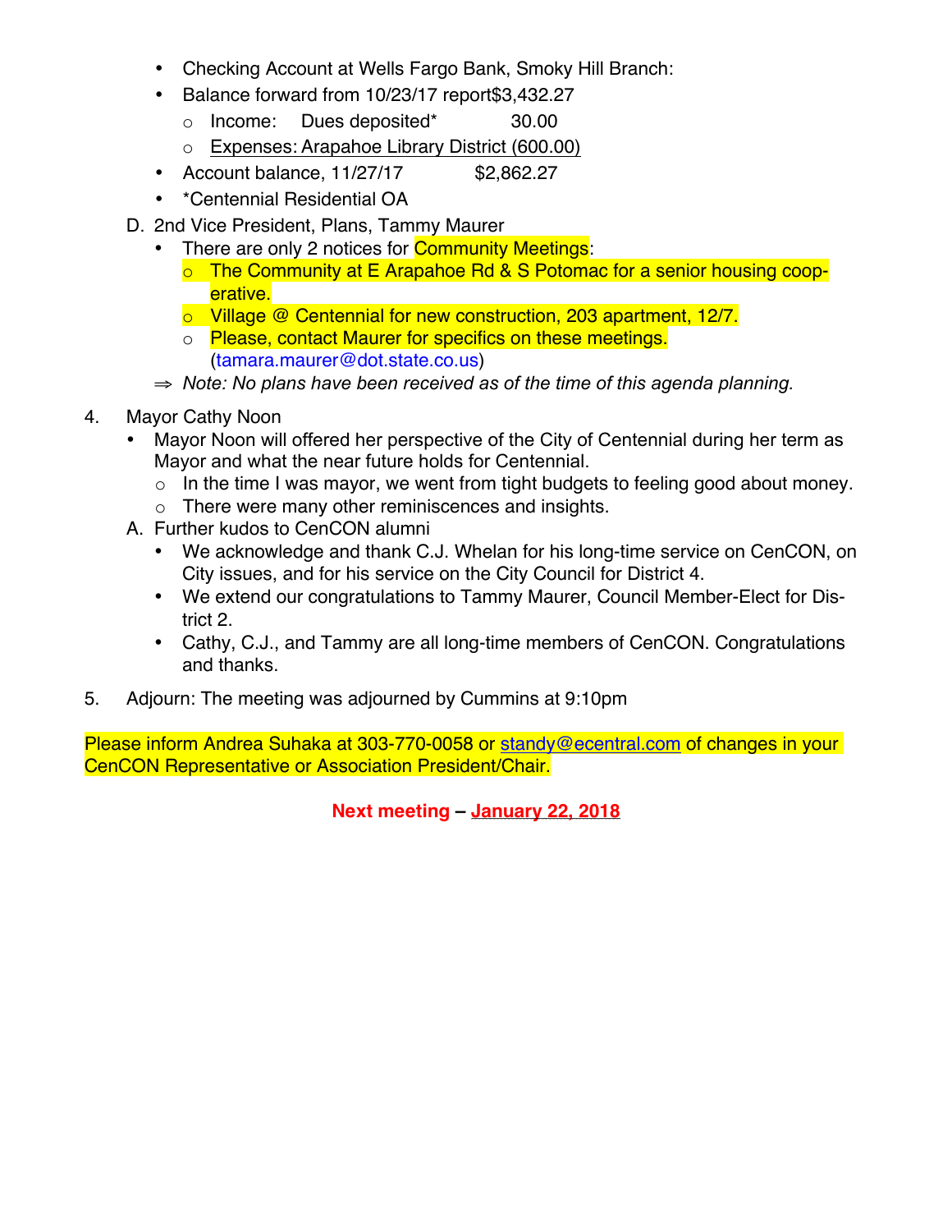- Checking Account at Wells Fargo Bank, Smoky Hill Branch:
- Balance forward from 10/23/17 report$3,432.27
  - Income: Dues deposited* 30.00
  - Expenses: Arapahoe Library District (600.00)
- Account balance, 11/27/17 $2,862.27
- *Centennial Residential OA

D. 2nd Vice President, Plans, Tammy Maurer
   - There are only 2 notices for Community Meetings:
     - The Community at E Arapahoe Rd & S Potomac for a senior housing cooperative.
     - Village @ Centennial for new construction, 203 apartment, 12/7.
     - Please, contact Maurer for specifics on these meetings. (tamara.maurer@dot.state.co.us)

   ⇒ *Note: No plans have been received as of the time of this agenda planning.*

4. Mayor Cathy Noon
   - Mayor Noon will offered her perspective of the City of Centennial during her term as Mayor and what the near future holds for Centennial.
     - In the time I was mayor, we went from tight budgets to feeling good about money.
     - There were many other reminiscences and insights.

   A. Further kudos to CenCON alumni
      - We acknowledge and thank C.J. Whelan for his long-time service on CenCON, on City issues, and for his service on the City Council for District 4.
      - We extend our congratulations to Tammy Maurer, Council Member-Elect for District 2.
      - Cathy, C.J., and Tammy are all long-time members of CenCON. Congratulations and thanks.

5. Adjourn: The meeting was adjourned by Cummins at 9:10pm

Please inform Andrea Suhaka at 303-770-0058 or standy@ecentral.com of changes in your CenCON Representative or Association President/Chair.

**Next meeting – January 22, 2018**